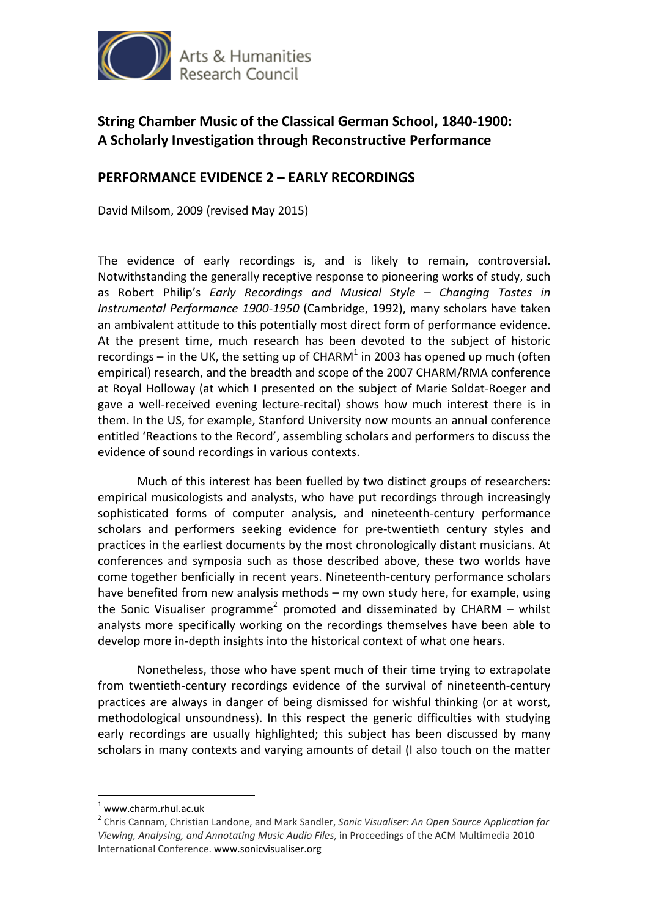Arts & Humanities Research Council

## String Chamber Music of the Classical German School, 1840-1900: A Scholarly Investigation through Reconstructive Performance

## PERFORMANCE EVIDENCE 2 – EARLY RECORDINGS

David Milsom, 2009 (revised May 2015)

The evidence of early recordings is, and is likely to remain, controversial. Notwithstanding the generally receptive response to pioneering works of study, such as Robert Philip's *Early Recordings and Musical Style – Changing Tastes in Instrumental Performance 1900-1950* (Cambridge, 1992), many scholars have taken an ambivalent attitude to this potentially most direct form of performance evidence. At the present time, much research has been devoted to the subject of historic recordings – in the UK, the setting up of CHARM[1] in 2003 has opened up much (often empirical) research, and the breadth and scope of the 2007 CHARM/RMA conference at Royal Holloway (at which I presented on the subject of Marie Soldat-Roeger and gave a well-received evening lecture-recital) shows how much interest there is in them. In the US, for example, Stanford University now mounts an annual conference entitled 'Reactions to the Record', assembling scholars and performers to discuss the evidence of sound recordings in various contexts.

Much of this interest has been fuelled by two distinct groups of researchers: empirical musicologists and analysts, who have put recordings through increasingly sophisticated forms of computer analysis, and nineteenth-century performance scholars and performers seeking evidence for pre-twentieth century styles and practices in the earliest documents by the most chronologically distant musicians. At conferences and symposia such as those described above, these two worlds have come together benficially in recent years. Nineteenth-century performance scholars have benefited from new analysis methods – my own study here, for example, using the Sonic Visualiser programme[2] promoted and disseminated by CHARM – whilst analysts more specifically working on the recordings themselves have been able to develop more in-depth insights into the historical context of what one hears.

Nonetheless, those who have spent much of their time trying to extrapolate from twentieth-century recordings evidence of the survival of nineteenth-century practices are always in danger of being dismissed for wishful thinking (or at worst, methodological unsoundness). In this respect the generic difficulties with studying early recordings are usually highlighted; this subject has been discussed by many scholars in many contexts and varying amounts of detail (I also touch on the matter

---

[1] www.charm.rhul.ac.uk

[2] Chris Cannam, Christian Landone, and Mark Sandler, *Sonic Visualiser: An Open Source Application for Viewing, Analysing, and Annotating Music Audio Files*, in Proceedings of the ACM Multimedia 2010 International Conference. www.sonicvisualiser.org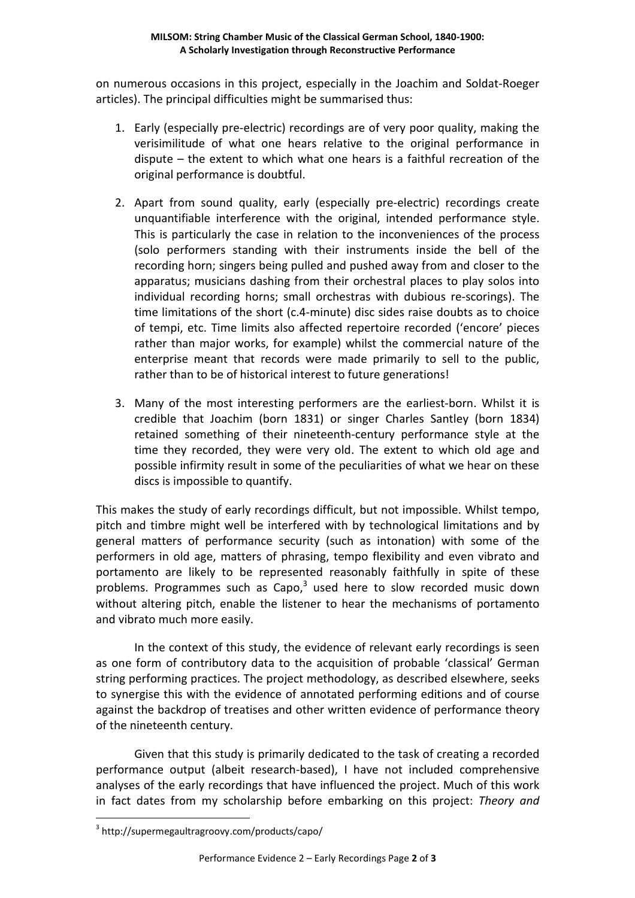on numerous occasions in this project, especially in the Joachim and Soldat-Roeger articles). The principal difficulties might be summarised thus:

1. Early (especially pre-electric) recordings are of very poor quality, making the verisimilitude of what one hears relative to the original performance in dispute – the extent to which what one hears is a faithful recreation of the original performance is doubtful.

2. Apart from sound quality, early (especially pre-electric) recordings create unquantifiable interference with the original, intended performance style. This is particularly the case in relation to the inconveniences of the process (solo performers standing with their instruments inside the bell of the recording horn; singers being pulled and pushed away from and closer to the apparatus; musicians dashing from their orchestral places to play solos into individual recording horns; small orchestras with dubious re-scorings). The time limitations of the short (c.4-minute) disc sides raise doubts as to choice of tempi, etc. Time limits also affected repertoire recorded ('encore' pieces rather than major works, for example) whilst the commercial nature of the enterprise meant that records were made primarily to sell to the public, rather than to be of historical interest to future generations!

3. Many of the most interesting performers are the earliest-born. Whilst it is credible that Joachim (born 1831) or singer Charles Santley (born 1834) retained something of their nineteenth-century performance style at the time they recorded, they were very old. The extent to which old age and possible infirmity result in some of the peculiarities of what we hear on these discs is impossible to quantify.

This makes the study of early recordings difficult, but not impossible. Whilst tempo, pitch and timbre might well be interfered with by technological limitations and by general matters of performance security (such as intonation) with some of the performers in old age, matters of phrasing, tempo flexibility and even vibrato and portamento are likely to be represented reasonably faithfully in spite of these problems. Programmes such as Capo,[3] used here to slow recorded music down without altering pitch, enable the listener to hear the mechanisms of portamento and vibrato much more easily.

In the context of this study, the evidence of relevant early recordings is seen as one form of contributory data to the acquisition of probable 'classical' German string performing practices. The project methodology, as described elsewhere, seeks to synergise this with the evidence of annotated performing editions and of course against the backdrop of treatises and other written evidence of performance theory of the nineteenth century.

Given that this study is primarily dedicated to the task of creating a recorded performance output (albeit research-based), I have not included comprehensive analyses of the early recordings that have influenced the project. Much of this work in fact dates from my scholarship before embarking on this project: *Theory and*

[3] http://supermegaultragroovy.com/products/capo/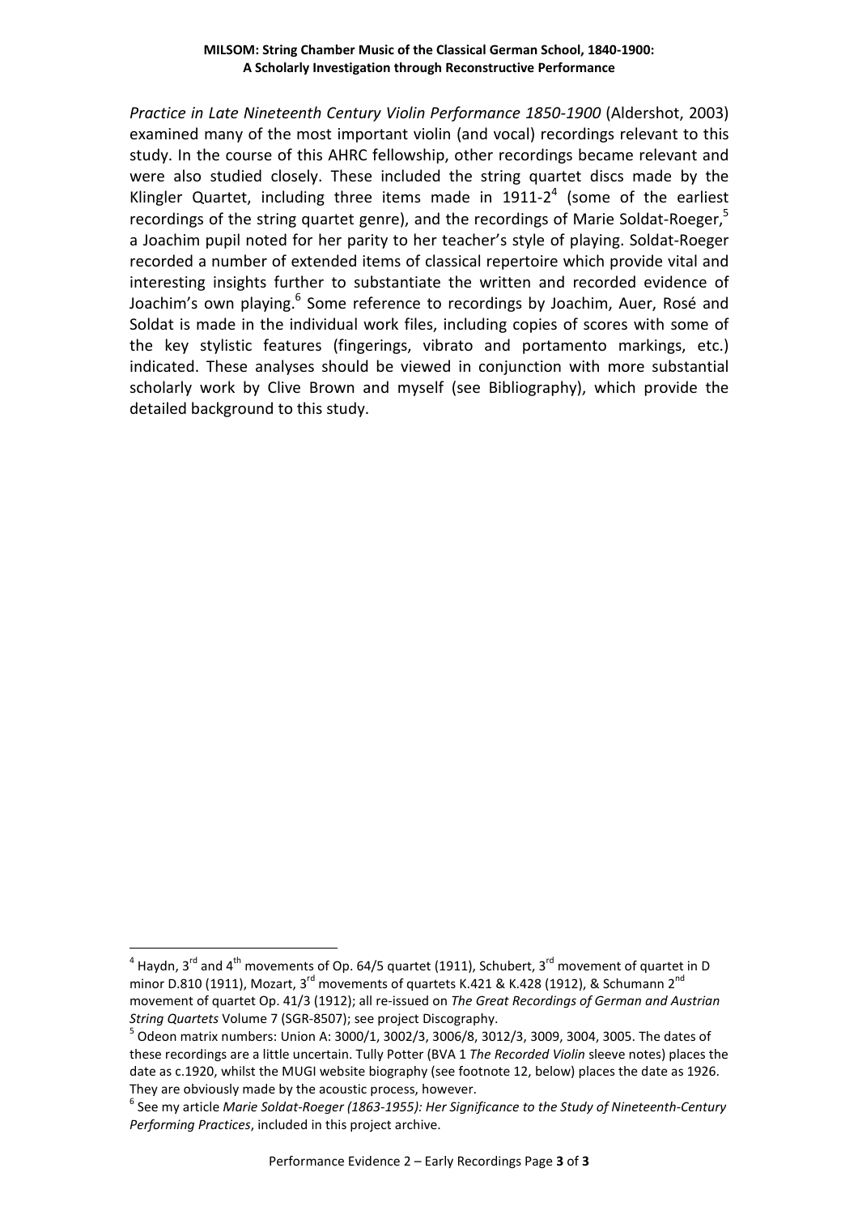*Practice in Late Nineteenth Century Violin Performance 1850-1900* (Aldershot, 2003) examined many of the most important violin (and vocal) recordings relevant to this study. In the course of this AHRC fellowship, other recordings became relevant and were also studied closely. These included the string quartet discs made by the Klingler Quartet, including three items made in 1911-2[4] (some of the earliest recordings of the string quartet genre), and the recordings of Marie Soldat-Roeger,[5] a Joachim pupil noted for her parity to her teacher's style of playing. Soldat-Roeger recorded a number of extended items of classical repertoire which provide vital and interesting insights further to substantiate the written and recorded evidence of Joachim's own playing.[6] Some reference to recordings by Joachim, Auer, Rosé and Soldat is made in the individual work files, including copies of scores with some of the key stylistic features (fingerings, vibrato and portamento markings, etc.) indicated. These analyses should be viewed in conjunction with more substantial scholarly work by Clive Brown and myself (see Bibliography), which provide the detailed background to this study.

---

[4] Haydn, 3rd and 4th movements of Op. 64/5 quartet (1911), Schubert, 3rd movement of quartet in D minor D.810 (1911), Mozart, 3rd movements of quartets K.421 & K.428 (1912), & Schumann 2nd movement of quartet Op. 41/3 (1912); all re-issued on *The Great Recordings of German and Austrian String Quartets* Volume 7 (SGR-8507); see project Discography.

[5] Odeon matrix numbers: Union A: 3000/1, 3002/3, 3006/8, 3012/3, 3009, 3004, 3005. The dates of these recordings are a little uncertain. Tully Potter (BVA 1 *The Recorded Violin* sleeve notes) places the date as c.1920, whilst the MUGI website biography (see footnote 12, below) places the date as 1926. They are obviously made by the acoustic process, however.

[6] See my article *Marie Soldat-Roeger (1863-1955): Her Significance to the Study of Nineteenth-Century Performing Practices*, included in this project archive.